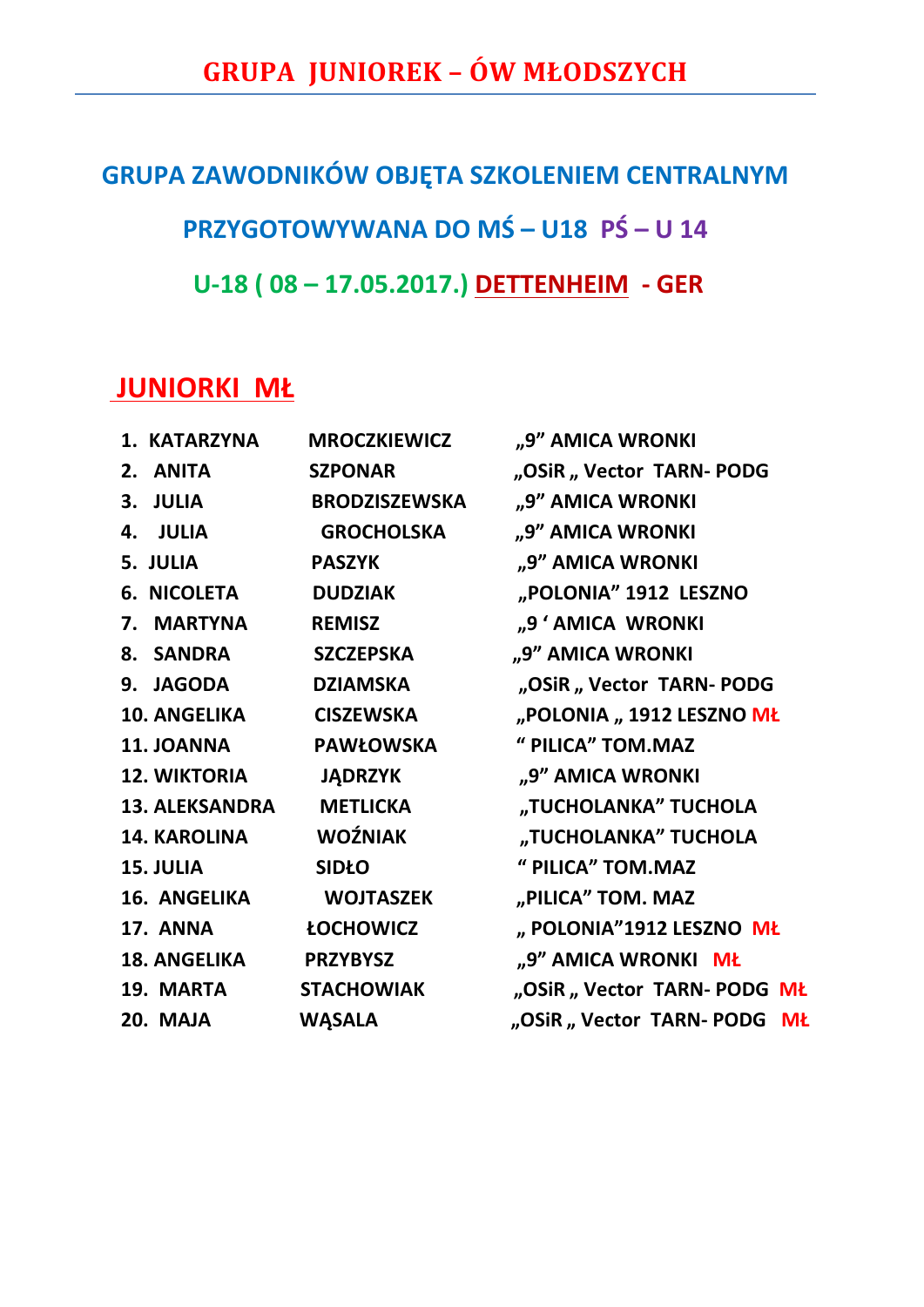# GRUPA JUNIOREK – ÓW MŁODSZYCH

## GRUPA ZAWODNIKÓW OBJĘTA SZKOLENIEM CENTRALNYM

## PRZYGOTOWYWANA DO MŚ – U18 PŚ – U 14

## U-18 ( 08 – 17.05.2017.) DETTENHEIM - GER

### JUNIORKI MŁ

| | | | |
|---|---|---|---|
| 1. | KATARZYNA | MROCZKIEWICZ | „9" AMICA WRONKI |
| 2. | ANITA | SZPONAR | „OSiR „ Vector TARN- PODG |
| 3. | JULIA | BRODZISZEWSKA | „9" AMICA WRONKI |
| 4. | JULIA | GROCHOLSKA | „9" AMICA WRONKI |
| 5. | JULIA | PASZYK | „9" AMICA WRONKI |
| 6. | NICOLETA | DUDZIAK | „POLONIA" 1912 LESZNO |
| 7. | MARTYNA | REMISZ | „9 ' AMICA WRONKI |
| 8. | SANDRA | SZCZEPSKA | „9" AMICA WRONKI |
| 9. | JAGODA | DZIAMSKA | „OSiR „ Vector TARN- PODG |
| 10. | ANGELIKA | CISZEWSKA | „POLONIA „ 1912 LESZNO MŁ |
| 11. | JOANNA | PAWŁOWSKA | " PILICA" TOM.MAZ |
| 12. | WIKTORIA | JĄDRZYK | „9" AMICA WRONKI |
| 13. | ALEKSANDRA | METLICKA | „TUCHOLANKA" TUCHOLA |
| 14. | KAROLINA | WOŹNIAK | „TUCHOLANKA" TUCHOLA |
| 15. | JULIA | SIDŁO | " PILICA" TOM.MAZ |
| 16. | ANGELIKA | WOJTASZEK | „PILICA" TOM. MAZ |
| 17. | ANNA | ŁOCHOWICZ | „ POLONIA"1912 LESZNO MŁ |
| 18. | ANGELIKA | PRZYBYSZ | „9" AMICA WRONKI MŁ |
| 19. | MARTA | STACHOWIAK | „OSiR „ Vector TARN- PODG MŁ |
| 20. | MAJA | WĄSALA | „OSiR „ Vector TARN- PODG MŁ |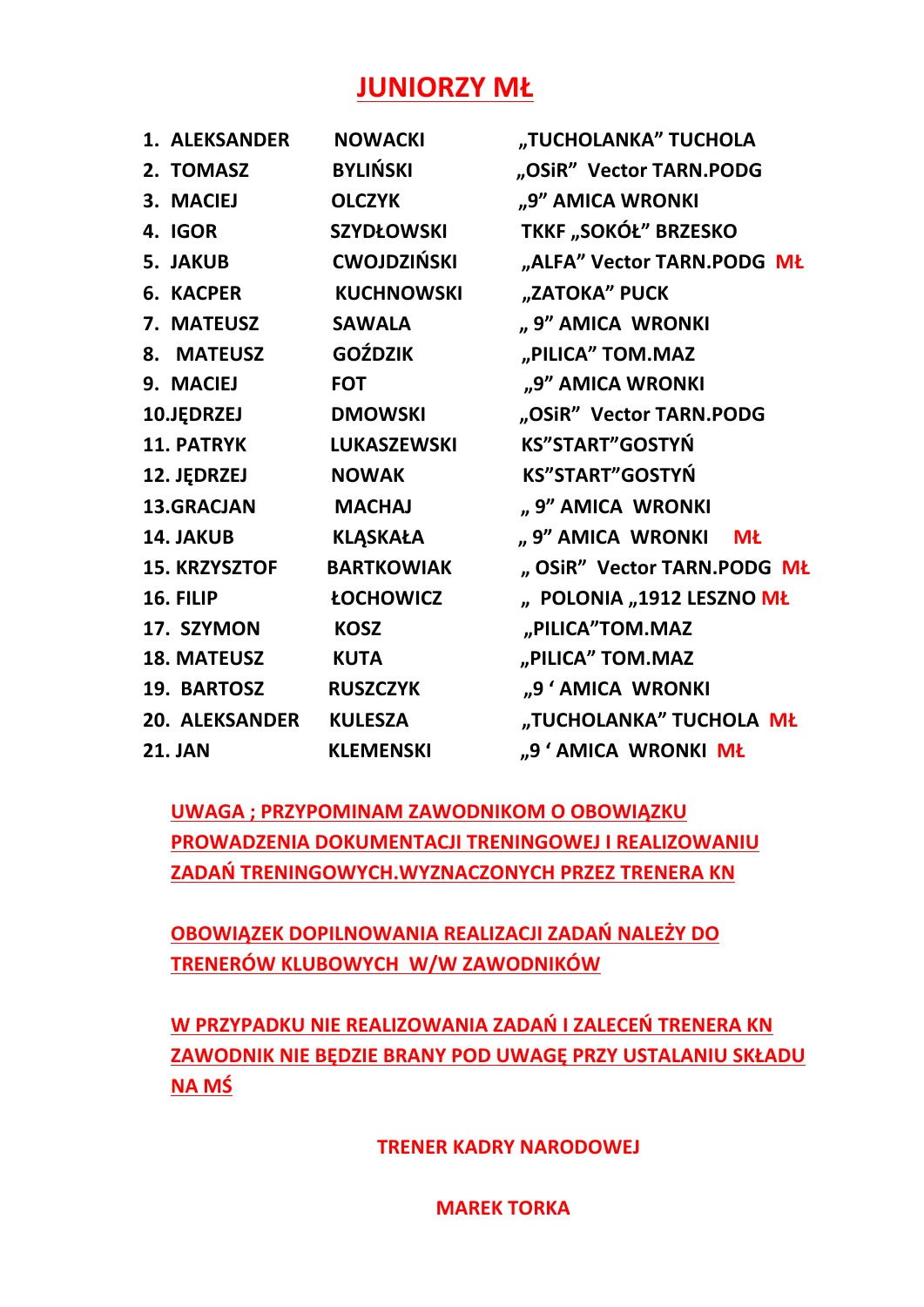# JUNIORZY MŁ

| | | | |
|---|---|---|---|
| 1. | ALEKSANDER | NOWACKI | „TUCHOLANKA" TUCHOLA |
| 2. | TOMASZ | BYLIŃSKI | „OSiR" Vector TARN.PODG |
| 3. | MACIEJ | OLCZYK | „9" AMICA WRONKI |
| 4. | IGOR | SZYDŁOWSKI | TKKF „SOKÓŁ" BRZESKO |
| 5. | JAKUB | CWOJDZIŃSKI | „ALFA" Vector TARN.PODG MŁ |
| 6. | KACPER | KUCHNOWSKI | „ZATOKA" PUCK |
| 7. | MATEUSZ | SAWALA | „ 9" AMICA WRONKI |
| 8. | MATEUSZ | GOŹDZIK | „PILICA" TOM.MAZ |
| 9. | MACIEJ | FOT | „9" AMICA WRONKI |
| 10. | JĘDRZEJ | DMOWSKI | „OSiR" Vector TARN.PODG |
| 11. | PATRYK | LUKASZEWSKI | KS"START"GOSTYŃ |
| 12. | JĘDRZEJ | NOWAK | KS"START"GOSTYŃ |
| 13. | GRACJAN | MACHAJ | „ 9" AMICA WRONKI |
| 14. | JAKUB | KLĄSKAŁA | „ 9" AMICA WRONKI MŁ |
| 15. | KRZYSZTOF | BARTKOWIAK | „ OSiR" Vector TARN.PODG MŁ |
| 16. | FILIP | ŁOCHOWICZ | „ POLONIA „1912 LESZNO MŁ |
| 17. | SZYMON | KOSZ | „PILICA"TOM.MAZ |
| 18. | MATEUSZ | KUTA | „PILICA" TOM.MAZ |
| 19. | BARTOSZ | RUSZCZYK | „9 ' AMICA WRONKI |
| 20. | ALEKSANDER | KULESZA | „TUCHOLANKA" TUCHOLA MŁ |
| 21. | JAN | KLEMENSKI | „9 ' AMICA WRONKI MŁ |

UWAGA ; PRZYPOMINAM ZAWODNIKOM O OBOWIĄZKU PROWADZENIA DOKUMENTACJI TRENINGOWEJ I REALIZOWANIU ZADAŃ TRENINGOWYCH.WYZNACZONYCH PRZEZ TRENERA KN

OBOWIĄZEK DOPILNOWANIA REALIZACJI ZADAŃ NALEŻY DO TRENERÓW KLUBOWYCH W/W ZAWODNIKÓW

W PRZYPADKU NIE REALIZOWANIA ZADAŃ I ZALECEŃ TRENERA KN ZAWODNIK NIE BĘDZIE BRANY POD UWAGĘ PRZY USTALANIU SKŁADU NA MŚ

TRENER KADRY NARODOWEJ

MAREK TORKA